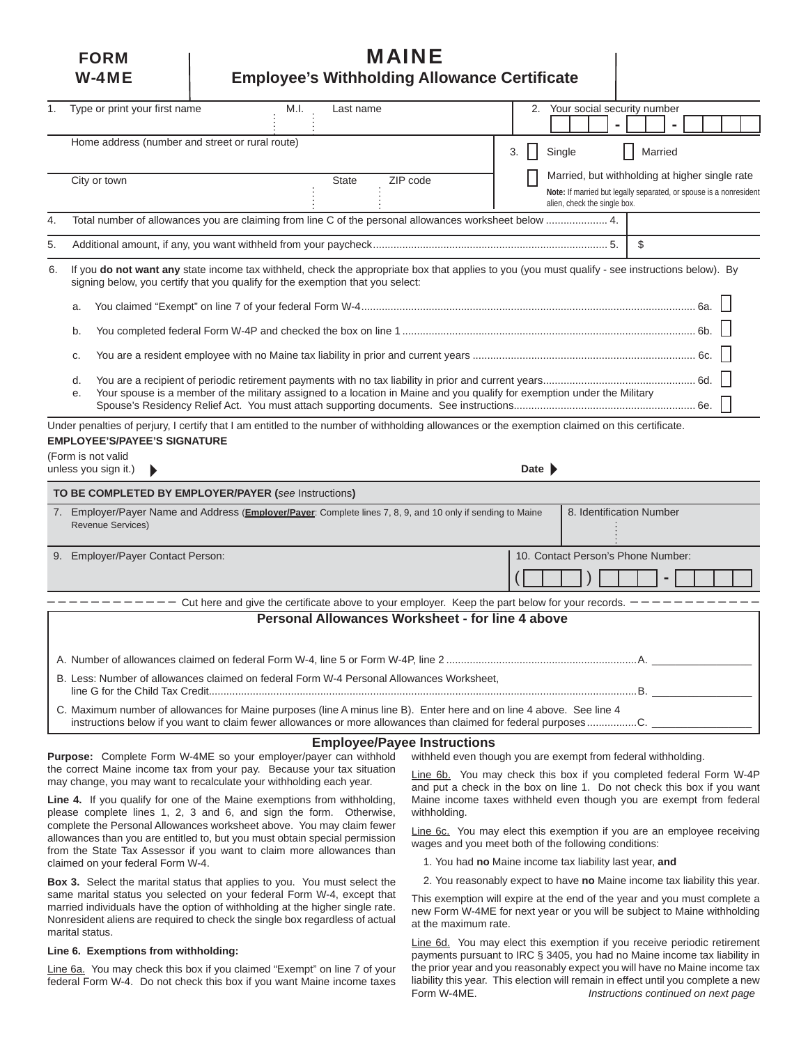# FORM W-4ME

# MAINE
## Employee's Withholding Allowance Certificate

1. Type or print your first name | M.I. | Last name

2. Your social security number ___ - __ - ____

Home address (number and street or rural route)

3. ☐ Single ☐ Married

City or town | State | ZIP code

☐ Married, but withholding at higher single rate

**Note:** If married but legally separated, or spouse is a nonresident alien, check the single box.

4. Total number of allowances you are claiming from line C of the personal allowances worksheet below ..................... 4.

5. Additional amount, if any, you want withheld from your paycheck................................................................................ 5. $

6. If you **do not want any** state income tax withheld, check the appropriate box that applies to you (you must qualify - see instructions below). By signing below, you certify that you qualify for the exemption that you select:

   a. You claimed "Exempt" on line 7 of your federal Form W-4.............................................................................................................. 6a. ☐

   b. You completed federal Form W-4P and checked the box on line 1 ................................................................................................... 6b. ☐

   c. You are a resident employee with no Maine tax liability in prior and current years ........................................................................... 6c. ☐

   d. You are a recipient of periodic retirement payments with no tax liability in prior and current years................................................... 6d. ☐

   e. Your spouse is a member of the military assigned to a location in Maine and you qualify for exemption under the Military Spouse's Residency Relief Act. You must attach supporting documents. See instructions.............................................................. 6e. ☐

Under penalties of perjury, I certify that I am entitled to the number of withholding allowances or the exemption claimed on this certificate.

**EMPLOYEE'S/PAYEE'S SIGNATURE**

(Form is not valid unless you sign it.) ▶ Date ▶

**TO BE COMPLETED BY EMPLOYER/PAYER (***see* Instructions**)**

7. Employer/Payer Name and Address (**Employer/Payer**: Complete lines 7, 8, 9, and 10 only if sending to Maine Revenue Services)

8. Identification Number

9. Employer/Payer Contact Person:

10. Contact Person's Phone Number: ( ) -

— — — — — — — — — — — — Cut here and give the certificate above to your employer. Keep the part below for your records. — — — — — — — — — — — —

### Personal Allowances Worksheet - for line 4 above

A. Number of allowances claimed on federal Form W-4, line 5 or Form W-4P, line 2 .................................................................A. ________

B. Less: Number of allowances claimed on federal Form W-4 Personal Allowances Worksheet, line G for the Child Tax Credit..................................................................................................................................................B. ________

C. Maximum number of allowances for Maine purposes (line A minus line B). Enter here and on line 4 above. See line 4 instructions below if you want to claim fewer allowances or more allowances than claimed for federal purposes.................C. ________

### Employee/Payee Instructions

**Purpose:** Complete Form W-4ME so your employer/payer can withhold the correct Maine income tax from your pay. Because your tax situation may change, you may want to recalculate your withholding each year.

**Line 4.** If you qualify for one of the Maine exemptions from withholding, please complete lines 1, 2, 3 and 6, and sign the form. Otherwise, complete the Personal Allowances worksheet above. You may claim fewer allowances than you are entitled to, but you must obtain special permission from the State Tax Assessor if you want to claim more allowances than claimed on your federal Form W-4.

**Box 3.** Select the marital status that applies to you. You must select the same marital status you selected on your federal Form W-4, except that married individuals have the option of withholding at the higher single rate. Nonresident aliens are required to check the single box regardless of actual marital status.

**Line 6. Exemptions from withholding:**

Line 6a. You may check this box if you claimed "Exempt" on line 7 of your federal Form W-4. Do not check this box if you want Maine income taxes withheld even though you are exempt from federal withholding.

Line 6b. You may check this box if you completed federal Form W-4P and put a check in the box on line 1. Do not check this box if you want Maine income taxes withheld even though you are exempt from federal withholding.

Line 6c. You may elect this exemption if you are an employee receiving wages and you meet both of the following conditions:

1. You had **no** Maine income tax liability last year, **and**
2. You reasonably expect to have **no** Maine income tax liability this year.

This exemption will expire at the end of the year and you must complete a new Form W-4ME for next year or you will be subject to Maine withholding at the maximum rate.

Line 6d. You may elect this exemption if you receive periodic retirement payments pursuant to IRC § 3405, you had no Maine income tax liability in the prior year and you reasonably expect you will have no Maine income tax liability this year. This election will remain in effect until you complete a new Form W-4ME.

*Instructions continued on next page*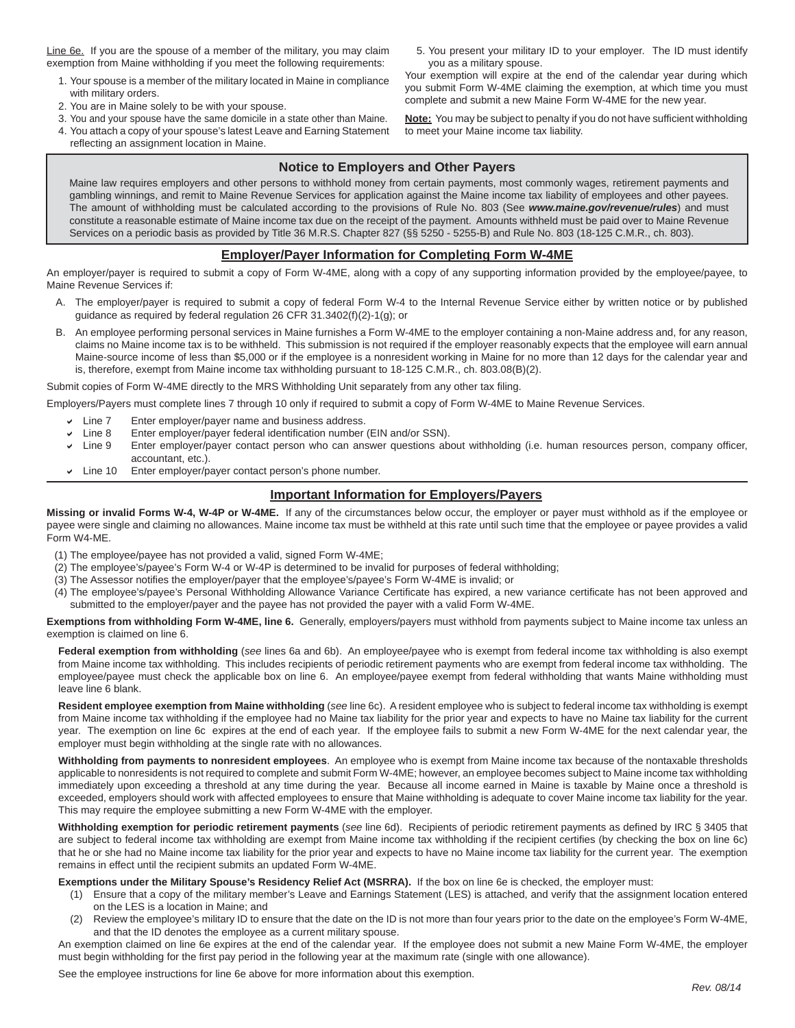Line 6e. If you are the spouse of a member of the military, you may claim exemption from Maine withholding if you meet the following requirements:

1. Your spouse is a member of the military located in Maine in compliance with military orders.
2. You are in Maine solely to be with your spouse.
3. You and your spouse have the same domicile in a state other than Maine.
4. You attach a copy of your spouse's latest Leave and Earning Statement reflecting an assignment location in Maine.
5. You present your military ID to your employer. The ID must identify you as a military spouse.

Your exemption will expire at the end of the calendar year during which you submit Form W-4ME claiming the exemption, at which time you must complete and submit a new Maine Form W-4ME for the new year.

**Note:** You may be subject to penalty if you do not have sufficient withholding to meet your Maine income tax liability.

## Notice to Employers and Other Payers

Maine law requires employers and other persons to withhold money from certain payments, most commonly wages, retirement payments and gambling winnings, and remit to Maine Revenue Services for application against the Maine income tax liability of employees and other payees. The amount of withholding must be calculated according to the provisions of Rule No. 803 (See ***www.maine.gov/revenue/rules***) and must constitute a reasonable estimate of Maine income tax due on the receipt of the payment. Amounts withheld must be paid over to Maine Revenue Services on a periodic basis as provided by Title 36 M.R.S. Chapter 827 (§§ 5250 - 5255-B) and Rule No. 803 (18-125 C.M.R., ch. 803).

## Employer/Payer Information for Completing Form W-4ME

An employer/payer is required to submit a copy of Form W-4ME, along with a copy of any supporting information provided by the employee/payee, to Maine Revenue Services if:

A. The employer/payer is required to submit a copy of federal Form W-4 to the Internal Revenue Service either by written notice or by published guidance as required by federal regulation 26 CFR 31.3402(f)(2)-1(g); or

B. An employee performing personal services in Maine furnishes a Form W-4ME to the employer containing a non-Maine address and, for any reason, claims no Maine income tax is to be withheld. This submission is not required if the employer reasonably expects that the employee will earn annual Maine-source income of less than $5,000 or if the employee is a nonresident working in Maine for no more than 12 days for the calendar year and is, therefore, exempt from Maine income tax withholding pursuant to 18-125 C.M.R., ch. 803.08(B)(2).

Submit copies of Form W-4ME directly to the MRS Withholding Unit separately from any other tax filing.

Employers/Payers must complete lines 7 through 10 only if required to submit a copy of Form W-4ME to Maine Revenue Services.

- ✔ Line 7 Enter employer/payer name and business address.
- ✔ Line 8 Enter employer/payer federal identification number (EIN and/or SSN).
- ✔ Line 9 Enter employer/payer contact person who can answer questions about withholding (i.e. human resources person, company officer, accountant, etc.).
- ✔ Line 10 Enter employer/payer contact person's phone number.

## Important Information for Employers/Payers

**Missing or invalid Forms W-4, W-4P or W-4ME.** If any of the circumstances below occur, the employer or payer must withhold as if the employee or payee were single and claiming no allowances. Maine income tax must be withheld at this rate until such time that the employee or payee provides a valid Form W4-ME.

(1) The employee/payee has not provided a valid, signed Form W-4ME;
(2) The employee's/payee's Form W-4 or W-4P is determined to be invalid for purposes of federal withholding;
(3) The Assessor notifies the employer/payer that the employee's/payee's Form W-4ME is invalid; or
(4) The employee's/payee's Personal Withholding Allowance Variance Certificate has expired, a new variance certificate has not been approved and submitted to the employer/payer and the payee has not provided the payer with a valid Form W-4ME.

**Exemptions from withholding Form W-4ME, line 6.** Generally, employers/payers must withhold from payments subject to Maine income tax unless an exemption is claimed on line 6.

**Federal exemption from withholding** (*see* lines 6a and 6b). An employee/payee who is exempt from federal income tax withholding is also exempt from Maine income tax withholding. This includes recipients of periodic retirement payments who are exempt from federal income tax withholding. The employee/payee must check the applicable box on line 6. An employee/payee exempt from federal withholding that wants Maine withholding must leave line 6 blank.

**Resident employee exemption from Maine withholding** (*see* line 6c). A resident employee who is subject to federal income tax withholding is exempt from Maine income tax withholding if the employee had no Maine tax liability for the prior year and expects to have no Maine tax liability for the current year. The exemption on line 6c expires at the end of each year. If the employee fails to submit a new Form W-4ME for the next calendar year, the employer must begin withholding at the single rate with no allowances.

**Withholding from payments to nonresident employees**. An employee who is exempt from Maine income tax because of the nontaxable thresholds applicable to nonresidents is not required to complete and submit Form W-4ME; however, an employee becomes subject to Maine income tax withholding immediately upon exceeding a threshold at any time during the year. Because all income earned in Maine is taxable by Maine once a threshold is exceeded, employers should work with affected employees to ensure that Maine withholding is adequate to cover Maine income tax liability for the year. This may require the employee submitting a new Form W-4ME with the employer.

**Withholding exemption for periodic retirement payments** (*see* line 6d). Recipients of periodic retirement payments as defined by IRC § 3405 that are subject to federal income tax withholding are exempt from Maine income tax withholding if the recipient certifies (by checking the box on line 6c) that he or she had no Maine income tax liability for the prior year and expects to have no Maine income tax liability for the current year. The exemption remains in effect until the recipient submits an updated Form W-4ME.

**Exemptions under the Military Spouse's Residency Relief Act (MSRRA).** If the box on line 6e is checked, the employer must:

(1) Ensure that a copy of the military member's Leave and Earnings Statement (LES) is attached, and verify that the assignment location entered on the LES is a location in Maine; and
(2) Review the employee's military ID to ensure that the date on the ID is not more than four years prior to the date on the employee's Form W-4ME, and that the ID denotes the employee as a current military spouse.

An exemption claimed on line 6e expires at the end of the calendar year. If the employee does not submit a new Maine Form W-4ME, the employer must begin withholding for the first pay period in the following year at the maximum rate (single with one allowance).

See the employee instructions for line 6e above for more information about this exemption.

Rev. 08/14